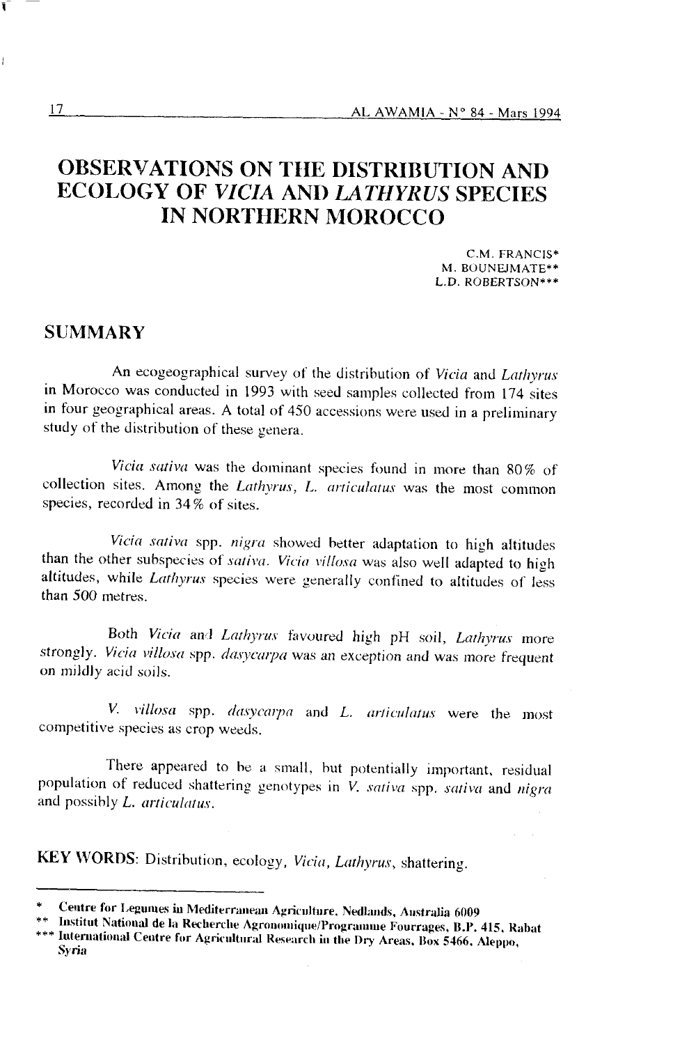# OBSERVATIONS ON THE DISTRIBUTION AND ECOLOGY OF *VICIA* AND *LATHYRUS* SPECIES IN NORTHERN MOROCCO

C.M. FRANCIS*
M. BOUNEJMATE**
L.D. ROBERTSON***

## SUMMARY

An ecogeographical survey of the distribution of *Vicia* and *Lathyrus* in Morocco was conducted in 1993 with seed samples collected from 174 sites in four geographical areas. A total of 450 accessions were used in a preliminary study of the distribution of these genera.

*Vicia sativa* was the dominant species found in more than 80% of collection sites. Among the *Lathyrus*, *L. articulatus* was the most common species, recorded in 34% of sites.

*Vicia sativa* spp. *nigra* showed better adaptation to high altitudes than the other subspecies of *sativa*. *Vicia villosa* was also well adapted to high altitudes, while *Lathyrus* species were generally confined to altitudes of less than 500 metres.

Both *Vicia* and *Lathyrus* favoured high pH soil, *Lathyrus* more strongly. *Vicia villosa* spp. *dasycarpa* was an exception and was more frequent on mildly acid soils.

*V. villosa* spp. *dasycarpa* and *L. articulatus* were the most competitive species as crop weeds.

There appeared to be a small, but potentially important, residual population of reduced shattering genotypes in *V. sativa* spp. *sativa* and *nigra* and possibly *L. articulatus*.

**KEY WORDS**: Distribution, ecology, *Vicia*, *Lathyrus*, shattering.

---

\* Centre for Legumes in Mediterranean Agriculture, Nedlands, Australia 6009

\** Institut National de la Recherche Agronomique/Programme Fourrages, B.P. 415, Rabat

\*** International Centre for Agricultural Research in the Dry Areas, Box 5466, Aleppo, Syria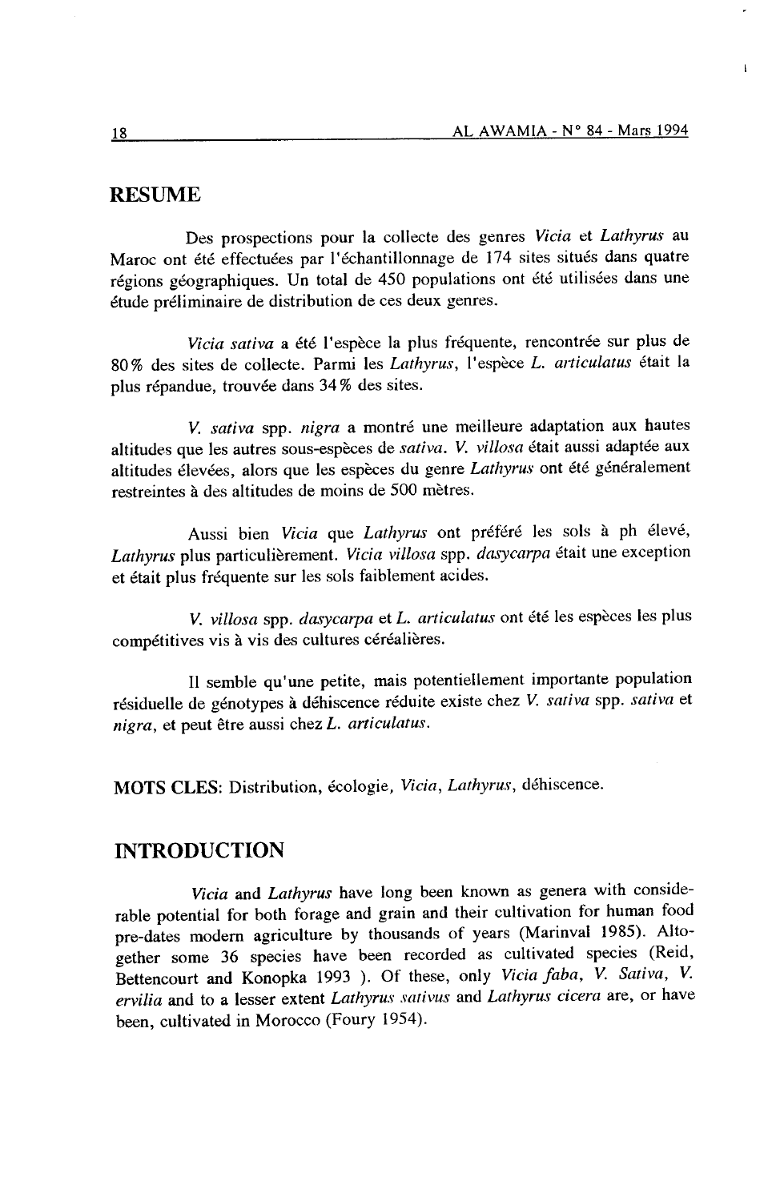## RESUME

Des prospections pour la collecte des genres *Vicia* et *Lathyrus* au Maroc ont été effectuées par l'échantillonnage de 174 sites situés dans quatre régions géographiques. Un total de 450 populations ont été utilisées dans une étude préliminaire de distribution de ces deux genres.

*Vicia sativa* a été l'espèce la plus fréquente, rencontrée sur plus de 80% des sites de collecte. Parmi les *Lathyrus*, l'espèce *L. articulatus* était la plus répandue, trouvée dans 34% des sites.

*V. sativa* spp. *nigra* a montré une meilleure adaptation aux hautes altitudes que les autres sous-espèces de *sativa*. *V. villosa* était aussi adaptée aux altitudes élevées, alors que les espèces du genre *Lathyrus* ont été généralement restreintes à des altitudes de moins de 500 mètres.

Aussi bien *Vicia* que *Lathyrus* ont préféré les sols à ph élevé, *Lathyrus* plus particulièrement. *Vicia villosa* spp. *dasycarpa* était une exception et était plus fréquente sur les sols faiblement acides.

*V. villosa* spp. *dasycarpa* et *L. articulatus* ont été les espèces les plus compétitives vis à vis des cultures céréalières.

Il semble qu'une petite, mais potentiellement importante population résiduelle de génotypes à déhiscence réduite existe chez *V. sativa* spp. *sativa* et *nigra*, et peut être aussi chez *L. articulatus*.

**MOTS CLES**: Distribution, écologie, *Vicia*, *Lathyrus*, déhiscence.

## INTRODUCTION

*Vicia* and *Lathyrus* have long been known as genera with considerable potential for both forage and grain and their cultivation for human food pre-dates modern agriculture by thousands of years (Marinval 1985). Altogether some 36 species have been recorded as cultivated species (Reid, Bettencourt and Konopka 1993 ). Of these, only *Vicia faba*, *V. Sativa*, *V. ervilia* and to a lesser extent *Lathyrus sativus* and *Lathyrus cicera* are, or have been, cultivated in Morocco (Foury 1954).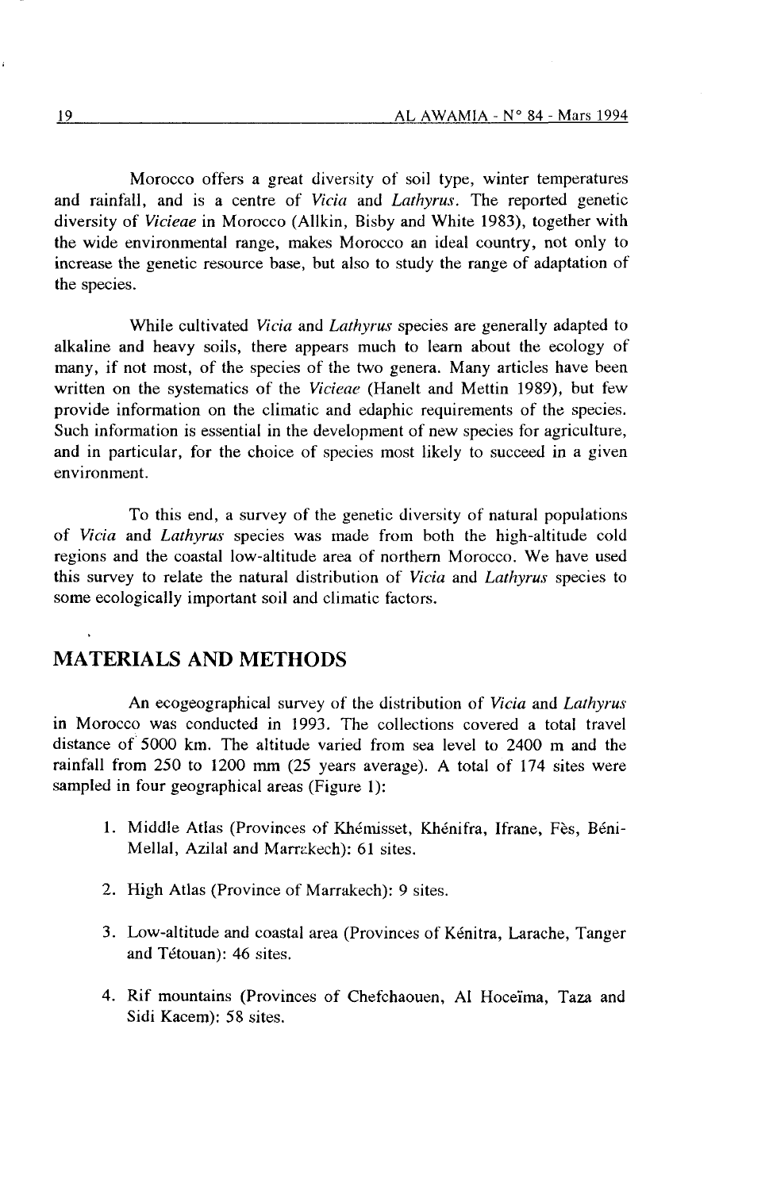Morocco offers a great diversity of soil type, winter temperatures and rainfall, and is a centre of *Vicia* and *Lathyrus*. The reported genetic diversity of *Vicieae* in Morocco (Allkin, Bisby and White 1983), together with the wide environmental range, makes Morocco an ideal country, not only to increase the genetic resource base, but also to study the range of adaptation of the species.

While cultivated *Vicia* and *Lathyrus* species are generally adapted to alkaline and heavy soils, there appears much to learn about the ecology of many, if not most, of the species of the two genera. Many articles have been written on the systematics of the *Vicieae* (Hanelt and Mettin 1989), but few provide information on the climatic and edaphic requirements of the species. Such information is essential in the development of new species for agriculture, and in particular, for the choice of species most likely to succeed in a given environment.

To this end, a survey of the genetic diversity of natural populations of *Vicia* and *Lathyrus* species was made from both the high-altitude cold regions and the coastal low-altitude area of northern Morocco. We have used this survey to relate the natural distribution of *Vicia* and *Lathyrus* species to some ecologically important soil and climatic factors.

## MATERIALS AND METHODS

An ecogeographical survey of the distribution of *Vicia* and *Lathyrus* in Morocco was conducted in 1993. The collections covered a total travel distance of 5000 km. The altitude varied from sea level to 2400 m and the rainfall from 250 to 1200 mm (25 years average). A total of 174 sites were sampled in four geographical areas (Figure 1):

1. Middle Atlas (Provinces of Khémisset, Khénifra, Ifrane, Fès, Béni-Mellal, Azilal and Marrakech): 61 sites.

2. High Atlas (Province of Marrakech): 9 sites.

3. Low-altitude and coastal area (Provinces of Kénitra, Larache, Tanger and Tétouan): 46 sites.

4. Rif mountains (Provinces of Chefchaouen, Al Hoceïma, Taza and Sidi Kacem): 58 sites.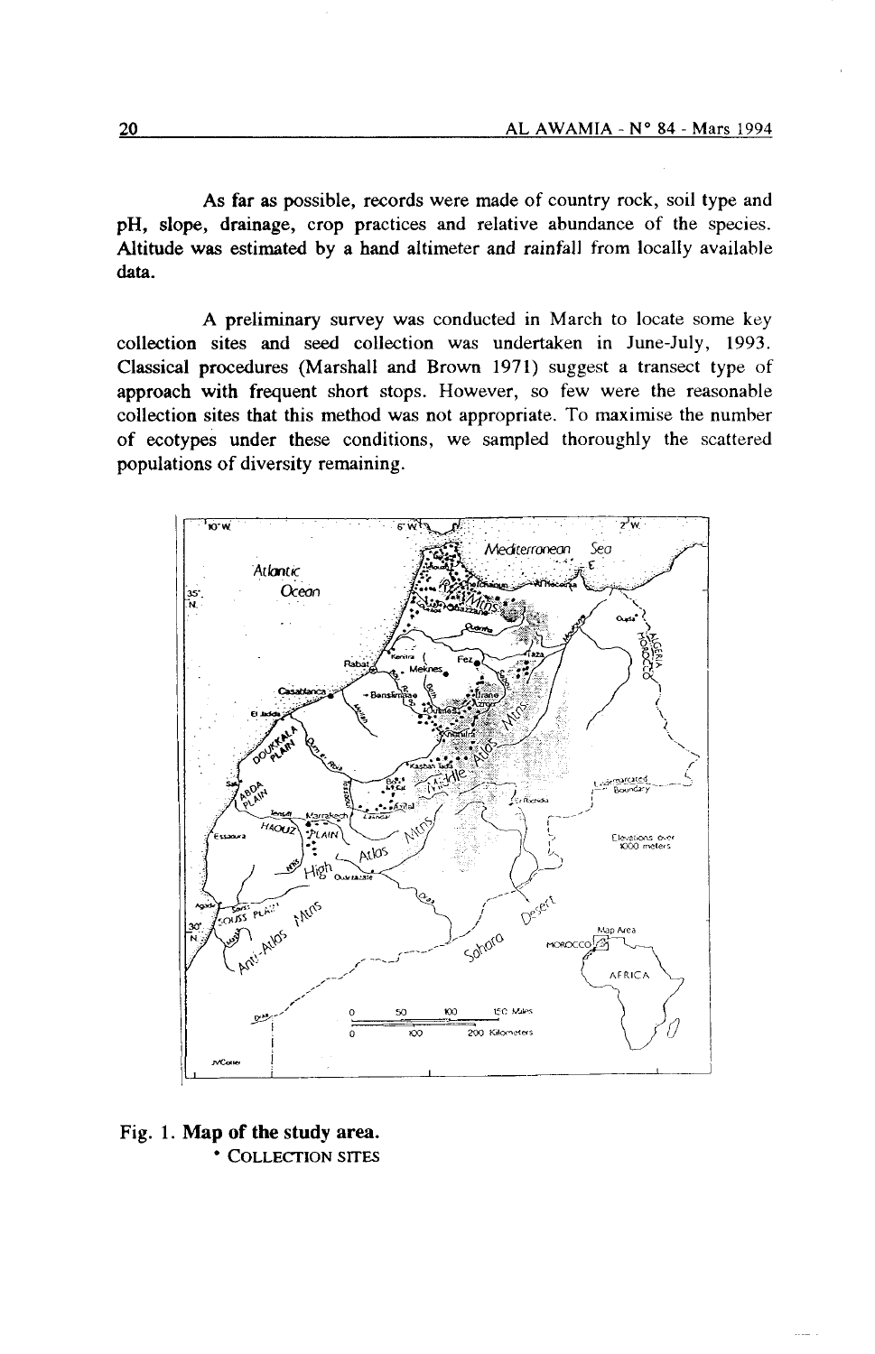As far as possible, records were made of country rock, soil type and pH, slope, drainage, crop practices and relative abundance of the species. Altitude was estimated by a hand altimeter and rainfall from locally available data.

A preliminary survey was conducted in March to locate some key collection sites and seed collection was undertaken in June-July, 1993. Classical procedures (Marshall and Brown 1971) suggest a transect type of approach with frequent short stops. However, so few were the reasonable collection sites that this method was not appropriate. To maximise the number of ecotypes under these conditions, we sampled thoroughly the scattered populations of diversity remaining.

**Fig. 1. Map of the study area.**
• COLLECTION SITES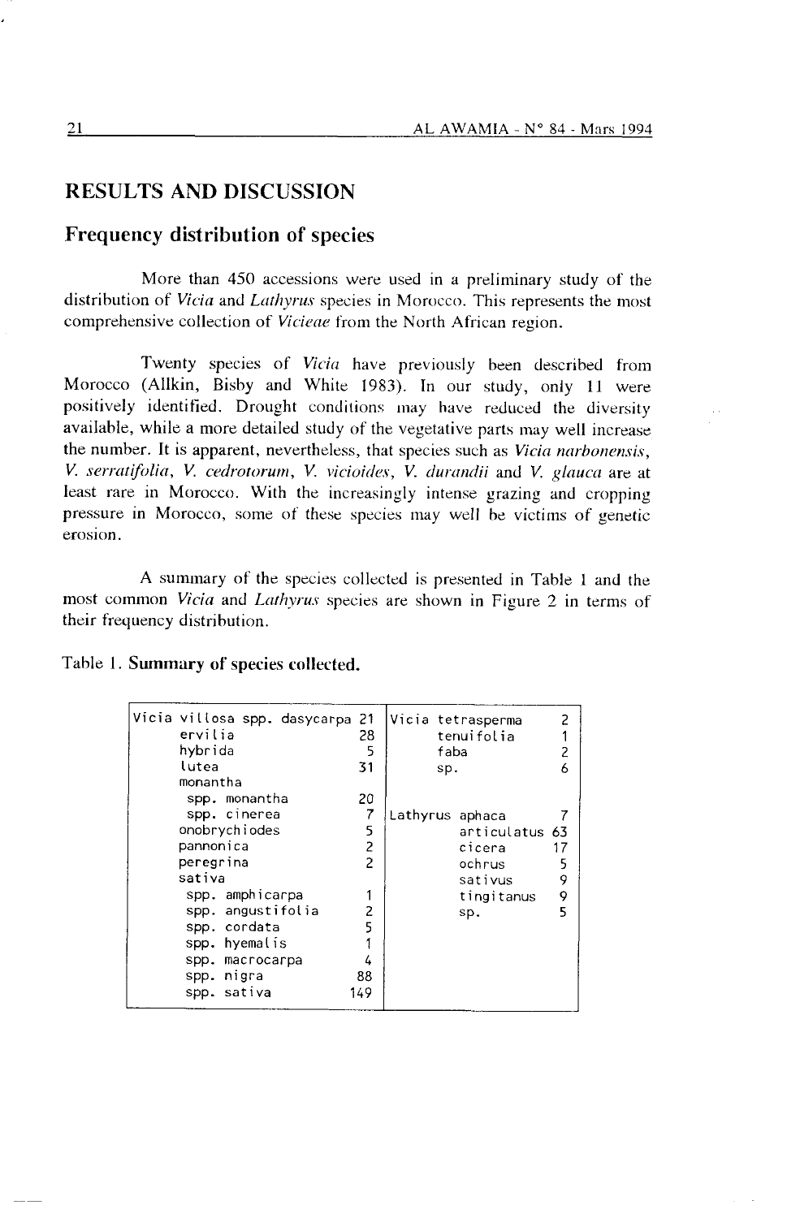## RESULTS AND DISCUSSION

### Frequency distribution of species

More than 450 accessions were used in a preliminary study of the distribution of *Vicia* and *Lathyrus* species in Morocco. This represents the most comprehensive collection of *Vicieae* from the North African region.

Twenty species of *Vicia* have previously been described from Morocco (Allkin, Bisby and White 1983). In our study, only 11 were positively identified. Drought conditions may have reduced the diversity available, while a more detailed study of the vegetative parts may well increase the number. It is apparent, nevertheless, that species such as *Vicia narbonensis*, *V. serratifolia*, *V. cedrotorum*, *V. vicioides*, *V. durandii* and *V. glauca* are at least rare in Morocco. With the increasingly intense grazing and cropping pressure in Morocco, some of these species may well be victims of genetic erosion.

A summary of the species collected is presented in Table 1 and the most common *Vicia* and *Lathyrus* species are shown in Figure 2 in terms of their frequency distribution.

Table 1. **Summary of species collected.**

| Species | N | Species | N |
|---|---|---|---|
| Vicia villosa spp. dasycarpa | 21 | Vicia tetrasperma | 2 |
| ervilia | 28 | tenuifolia | 1 |
| hybrida | 5 | faba | 2 |
| lutea | 31 | sp. | 6 |
| monantha | | | |
| spp. monantha | 20 | | |
| spp. cinerea | 7 | Lathyrus aphaca | 7 |
| onobrychiodes | 5 | articulatus | 63 |
| pannonica | 2 | cicera | 17 |
| peregrina | 2 | ochrus | 5 |
| sativa | | sativus | 9 |
| spp. amphicarpa | 1 | tingitanus | 9 |
| spp. angustifolia | 2 | sp. | 5 |
| spp. cordata | 5 | | |
| spp. hyemalis | 1 | | |
| spp. macrocarpa | 4 | | |
| spp. nigra | 88 | | |
| spp. sativa | 149 | | |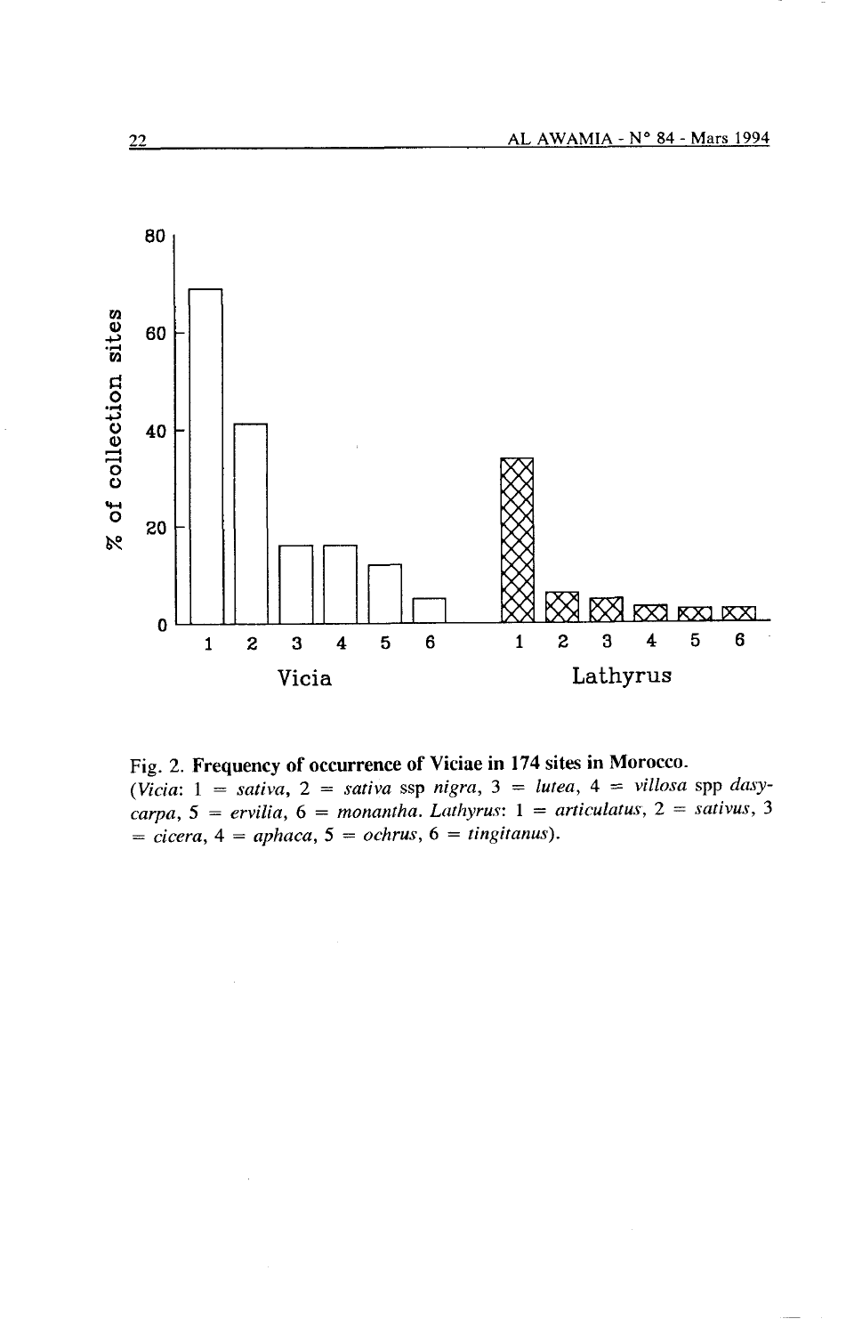Fig. 2. **Frequency of occurrence of Viciae in 174 sites in Morocco.**
(*Vicia*: 1 = *sativa*, 2 = *sativa* ssp *nigra*, 3 = *lutea*, 4 = *villosa* spp *dasycarpa*, 5 = *ervilia*, 6 = *monantha*. *Lathyrus*: 1 = *articulatus*, 2 = *sativus*, 3 = *cicera*, 4 = *aphaca*, 5 = *ochrus*, 6 = *tingitanus*).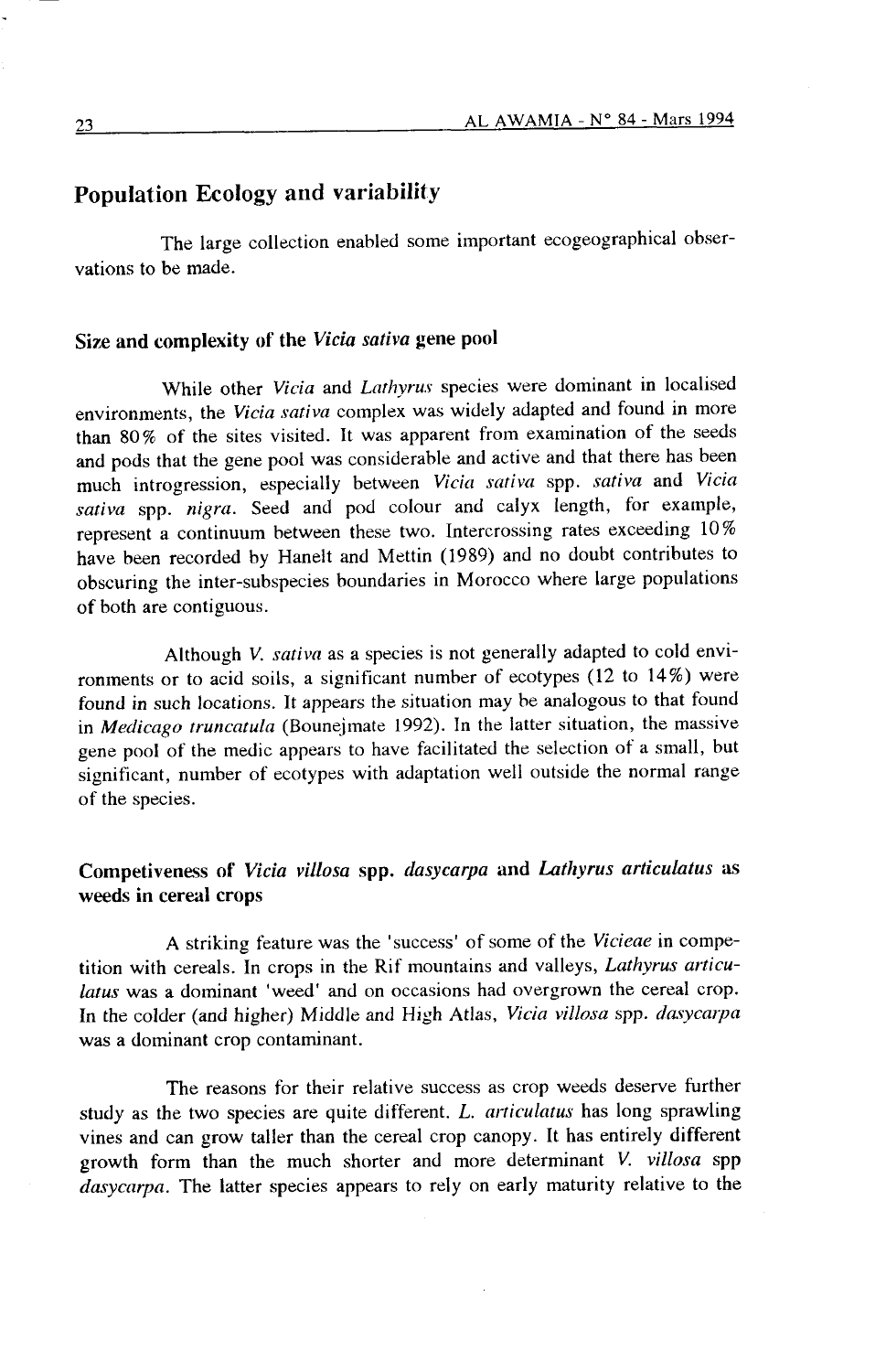## Population Ecology and variability

The large collection enabled some important ecogeographical observations to be made.

### Size and complexity of the *Vicia sativa* gene pool

While other *Vicia* and *Lathyrus* species were dominant in localised environments, the *Vicia sativa* complex was widely adapted and found in more than 80% of the sites visited. It was apparent from examination of the seeds and pods that the gene pool was considerable and active and that there has been much introgression, especially between *Vicia sativa* spp. *sativa* and *Vicia sativa* spp. *nigra*. Seed and pod colour and calyx length, for example, represent a continuum between these two. Intercrossing rates exceeding 10% have been recorded by Hanelt and Mettin (1989) and no doubt contributes to obscuring the inter-subspecies boundaries in Morocco where large populations of both are contiguous.

Although *V. sativa* as a species is not generally adapted to cold environments or to acid soils, a significant number of ecotypes (12 to 14%) were found in such locations. It appears the situation may be analogous to that found in *Medicago truncatula* (Bounejmate 1992). In the latter situation, the massive gene pool of the medic appears to have facilitated the selection of a small, but significant, number of ecotypes with adaptation well outside the normal range of the species.

### Competiveness of *Vicia villosa* spp. *dasycarpa* and *Lathyrus articulatus* as weeds in cereal crops

A striking feature was the 'success' of some of the *Vicieae* in competition with cereals. In crops in the Rif mountains and valleys, *Lathyrus articulatus* was a dominant 'weed' and on occasions had overgrown the cereal crop. In the colder (and higher) Middle and High Atlas, *Vicia villosa* spp. *dasycarpa* was a dominant crop contaminant.

The reasons for their relative success as crop weeds deserve further study as the two species are quite different. *L. articulatus* has long sprawling vines and can grow taller than the cereal crop canopy. It has entirely different growth form than the much shorter and more determinant *V. villosa* spp *dasycarpa*. The latter species appears to rely on early maturity relative to the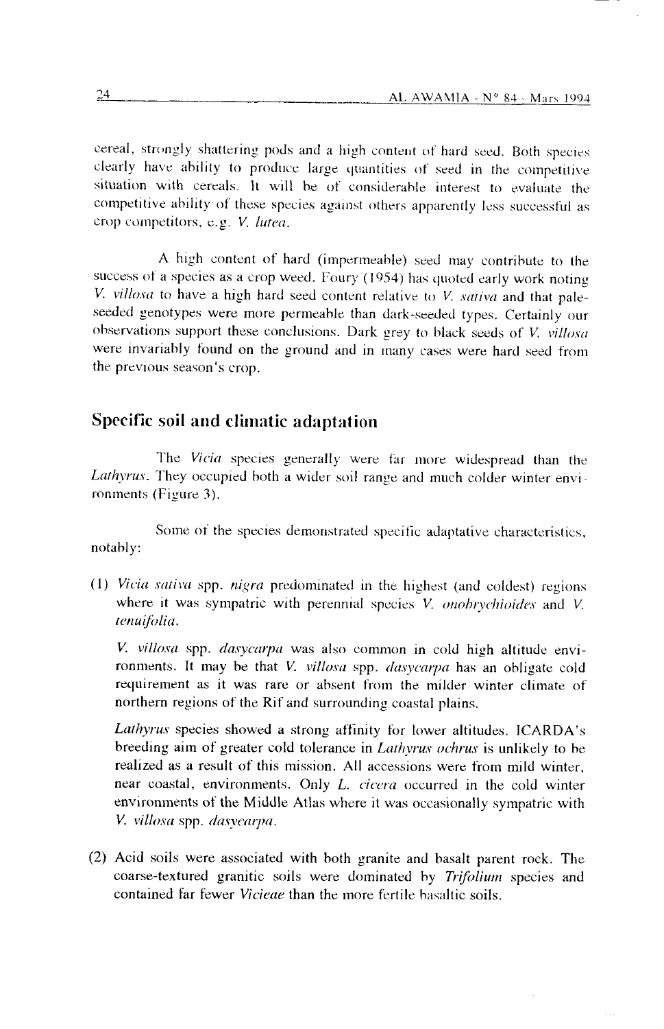cereal, strongly shattering pods and a high content of hard seed. Both species clearly have ability to produce large quantities of seed in the competitive situation with cereals. It will be of considerable interest to evaluate the competitive ability of these species against others apparently less successful as crop competitors, e.g. *V. lutea*.

A high content of hard (impermeable) seed may contribute to the success of a species as a crop weed. Foury (1954) has quoted early work noting *V. villosa* to have a high hard seed content relative to *V. sativa* and that pale-seeded genotypes were more permeable than dark-seeded types. Certainly our observations support these conclusions. Dark grey to black seeds of *V. villosa* were invariably found on the ground and in many cases were hard seed from the previous season's crop.

## Specific soil and climatic adaptation

The *Vicia* species generally were far more widespread than the *Lathyrus*. They occupied both a wider soil range and much colder winter environments (Figure 3).

Some of the species demonstrated specific adaptative characteristics, notably:

(1) *Vicia sativa* spp. *nigra* predominated in the highest (and coldest) regions where it was sympatric with perennial species *V. onobrychioides* and *V. tenuifolia*.

*V. villosa* spp. *dasycarpa* was also common in cold high altitude environments. It may be that *V. villosa* spp. *dasycarpa* has an obligate cold requirement as it was rare or absent from the milder winter climate of northern regions of the Rif and surrounding coastal plains.

*Lathyrus* species showed a strong affinity for lower altitudes. ICARDA's breeding aim of greater cold tolerance in *Lathyrus ochrus* is unlikely to be realized as a result of this mission. All accessions were from mild winter, near coastal, environments. Only *L. cicera* occurred in the cold winter environments of the Middle Atlas where it was occasionally sympatric with *V. villosa* spp. *dasycarpa*.

(2) Acid soils were associated with both granite and basalt parent rock. The coarse-textured granitic soils were dominated by *Trifolium* species and contained far fewer *Vicieae* than the more fertile basaltic soils.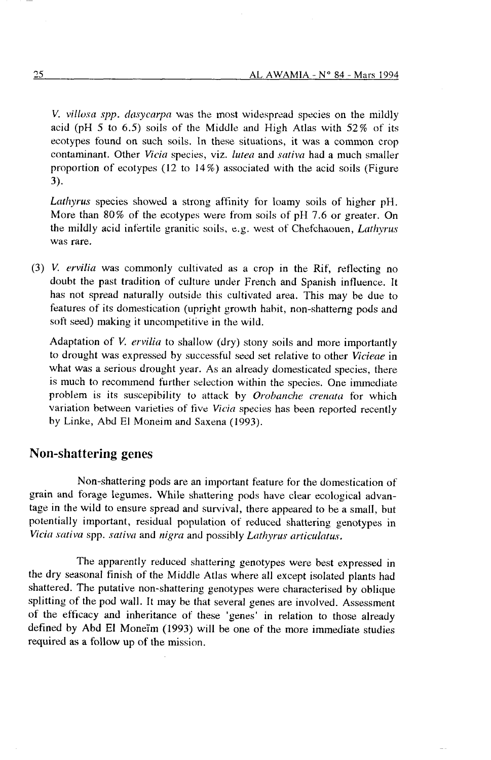*V. villosa spp. dasycarpa* was the most widespread species on the mildly acid (pH 5 to 6.5) soils of the Middle and High Atlas with 52% of its ecotypes found on such soils. In these situations, it was a common crop contaminant. Other *Vicia* species, viz. *lutea* and *sativa* had a much smaller proportion of ecotypes (12 to 14%) associated with the acid soils (Figure 3).

*Lathyrus* species showed a strong affinity for loamy soils of higher pH. More than 80% of the ecotypes were from soils of pH 7.6 or greater. On the mildly acid infertile granitic soils, e.g. west of Chefchaouen, *Lathyrus* was rare.

(3) *V. ervilia* was commonly cultivated as a crop in the Rif, reflecting no doubt the past tradition of culture under French and Spanish influence. It has not spread naturally outside this cultivated area. This may be due to features of its domestication (upright growth habit, non-shatterng pods and soft seed) making it uncompetitive in the wild.

Adaptation of *V. ervilia* to shallow (dry) stony soils and more importantly to drought was expressed by successful seed set relative to other *Vicieae* in what was a serious drought year. As an already domesticated species, there is much to recommend further selection within the species. One immediate problem is its suscepibility to attack by *Orobanche crenata* for which variation between varieties of five *Vicia* species has been reported recently by Linke, Abd El Moneim and Saxena (1993).

## Non-shattering genes

Non-shattering pods are an important feature for the domestication of grain and forage legumes. While shattering pods have clear ecological advantage in the wild to ensure spread and survival, there appeared to be a small, but potentially important, residual population of reduced shattering genotypes in *Vicia sativa* spp. *sativa* and *nigra* and possibly *Lathyrus articulatus*.

The apparently reduced shattering genotypes were best expressed in the dry seasonal finish of the Middle Atlas where all except isolated plants had shattered. The putative non-shattering genotypes were characterised by oblique splitting of the pod wall. It may be that several genes are involved. Assessment of the efficacy and inheritance of these 'genes' in relation to those already defined by Abd El Moneïm (1993) will be one of the more immediate studies required as a follow up of the mission.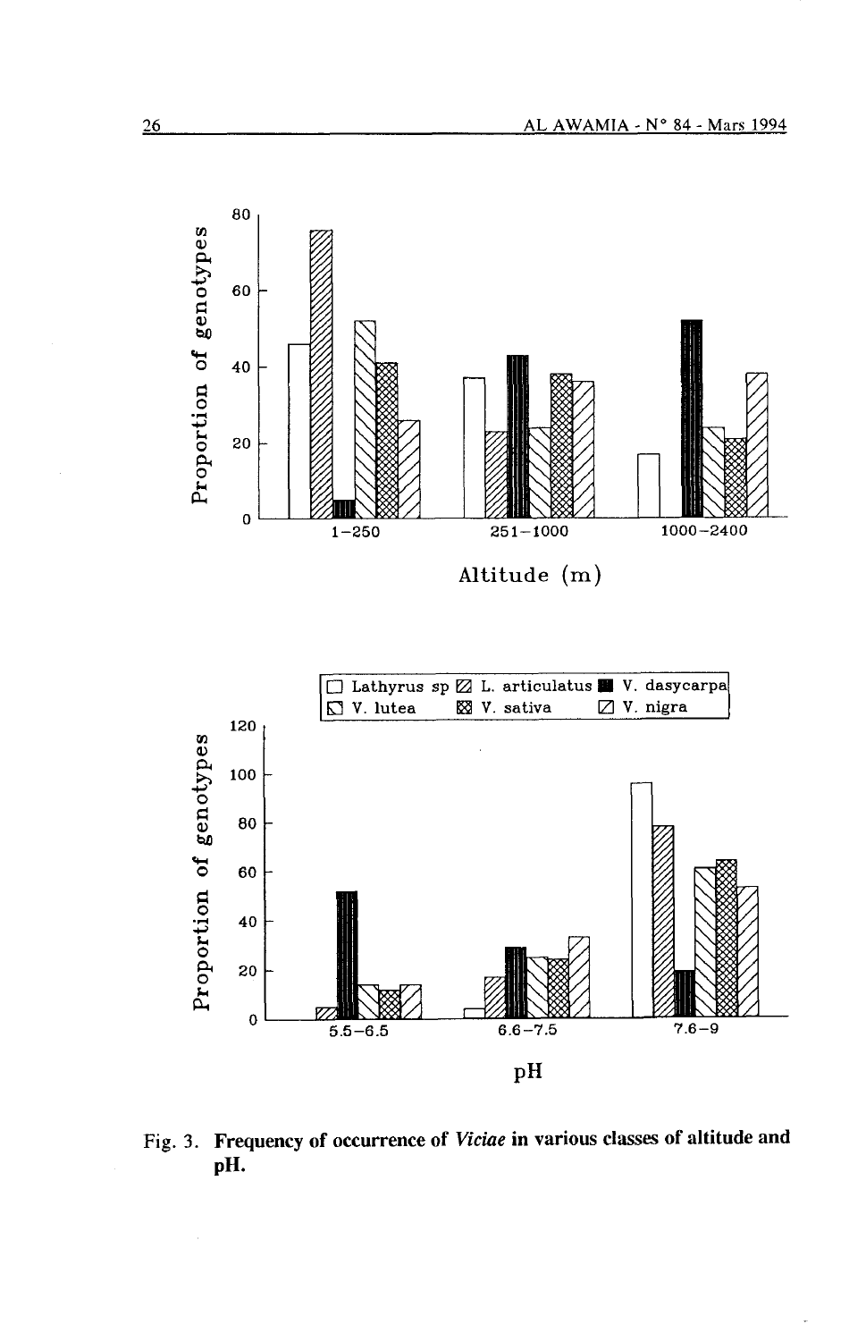Fig. 3. **Frequency of occurrence of *Viciae* in various classes of altitude and pH.**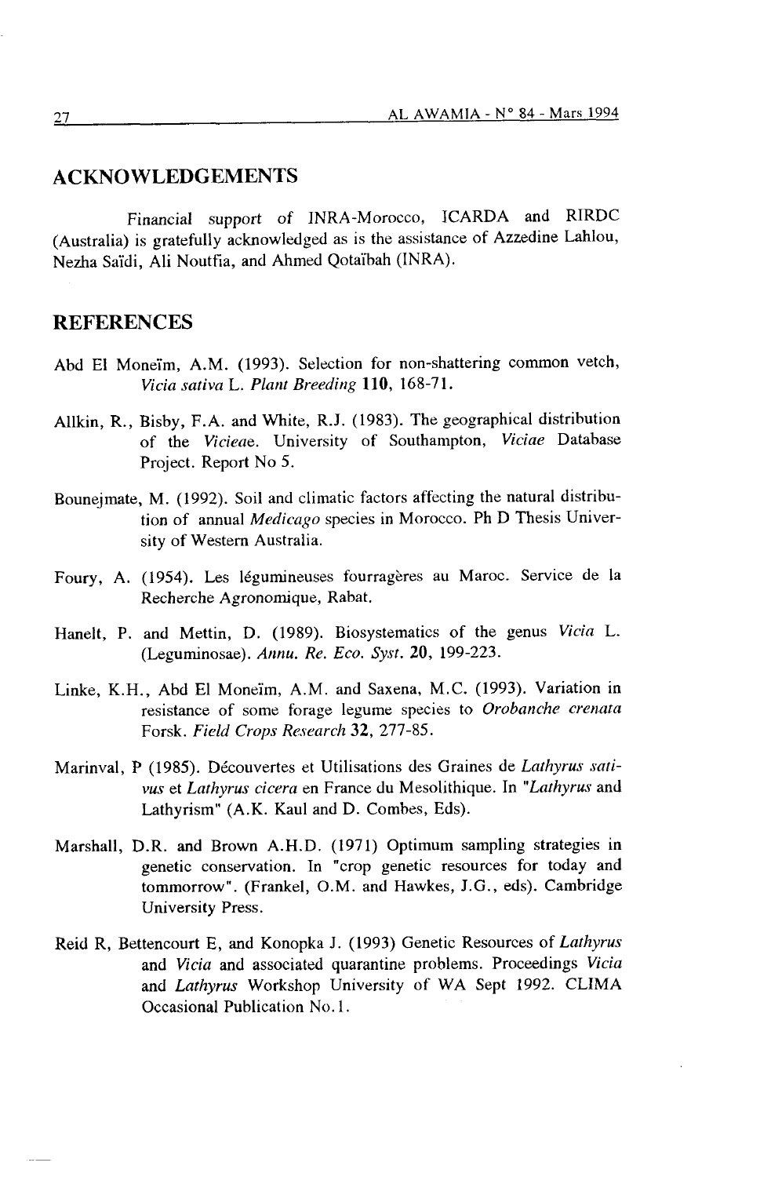## ACKNOWLEDGEMENTS

Financial support of INRA-Morocco, ICARDA and RIRDC (Australia) is gratefully acknowledged as is the assistance of Azzedine Lahlou, Nezha Saïdi, Ali Noutfia, and Ahmed Qotaïbah (INRA).

## REFERENCES

Abd El Moneïm, A.M. (1993). Selection for non-shattering common vetch, *Vicia sativa* L. *Plant Breeding* **110**, 168-71.

Allkin, R., Bisby, F.A. and White, R.J. (1983). The geographical distribution of the *Vicieae*. University of Southampton, *Viciae* Database Project. Report No 5.

Bounejmate, M. (1992). Soil and climatic factors affecting the natural distribution of annual *Medicago* species in Morocco. Ph D Thesis University of Western Australia.

Foury, A. (1954). Les légumineuses fourragères au Maroc. Service de la Recherche Agronomique, Rabat.

Hanelt, P. and Mettin, D. (1989). Biosystematics of the genus *Vicia* L. (Leguminosae). *Annu. Re. Eco. Syst.* **20**, 199-223.

Linke, K.H., Abd El Moneïm, A.M. and Saxena, M.C. (1993). Variation in resistance of some forage legume species to *Orobanche crenata* Forsk. *Field Crops Research* **32**, 277-85.

Marinval, P (1985). Découvertes et Utilisations des Graines de *Lathyrus sativus* et *Lathyrus cicera* en France du Mesolithique. In "*Lathyrus* and Lathyrism" (A.K. Kaul and D. Combes, Eds).

Marshall, D.R. and Brown A.H.D. (1971) Optimum sampling strategies in genetic conservation. In "crop genetic resources for today and tommorrow". (Frankel, O.M. and Hawkes, J.G., eds). Cambridge University Press.

Reid R, Bettencourt E, and Konopka J. (1993) Genetic Resources of *Lathyrus* and *Vicia* and associated quarantine problems. Proceedings *Vicia* and *Lathyrus* Workshop University of WA Sept 1992. CLIMA Occasional Publication No.1.